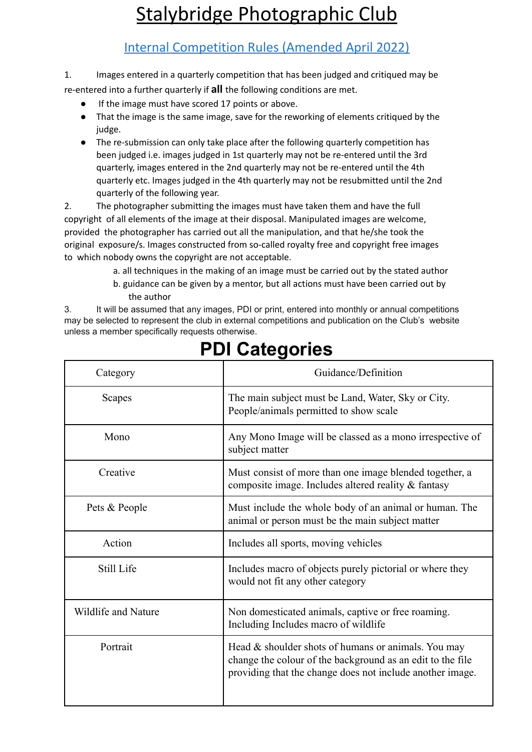# Stalybridge Photographic Club

## Internal Competition Rules (Amended April 2022)

1. Images entered in a quarterly competition that has been judged and critiqued may be re-entered into a further quarterly if **all** the following conditions are met.
   - If the image must have scored 17 points or above.
   - That the image is the same image, save for the reworking of elements critiqued by the judge.
   - The re-submission can only take place after the following quarterly competition has been judged i.e. images judged in 1st quarterly may not be re-entered until the 3rd quarterly, images entered in the 2nd quarterly may not be re-entered until the 4th quarterly etc. Images judged in the 4th quarterly may not be resubmitted until the 2nd quarterly of the following year.
2. The photographer submitting the images must have taken them and have the full copyright of all elements of the image at their disposal. Manipulated images are welcome, provided the photographer has carried out all the manipulation, and that he/she took the original exposure/s. Images constructed from so-called royalty free and copyright free images to which nobody owns the copyright are not acceptable.
   a. all techniques in the making of an image must be carried out by the stated author
   b. guidance can be given by a mentor, but all actions must have been carried out by the author
3. It will be assumed that any images, PDI or print, entered into monthly or annual competitions may be selected to represent the club in external competitions and publication on the Club's website unless a member specifically requests otherwise.

# PDI Categories

| Category | Guidance/Definition |
|---|---|
| Scapes | The main subject must be Land, Water, Sky or City. People/animals permitted to show scale |
| Mono | Any Mono Image will be classed as a mono irrespective of subject matter |
| Creative | Must consist of more than one image blended together, a composite image. Includes altered reality & fantasy |
| Pets & People | Must include the whole body of an animal or human. The animal or person must be the main subject matter |
| Action | Includes all sports, moving vehicles |
| Still Life | Includes macro of objects purely pictorial or where they would not fit any other category |
| Wildlife and Nature | Non domesticated animals, captive or free roaming. Including Includes macro of wildlife |
| Portrait | Head & shoulder shots of humans or animals. You may change the colour of the background as an edit to the file providing that the change does not include another image. |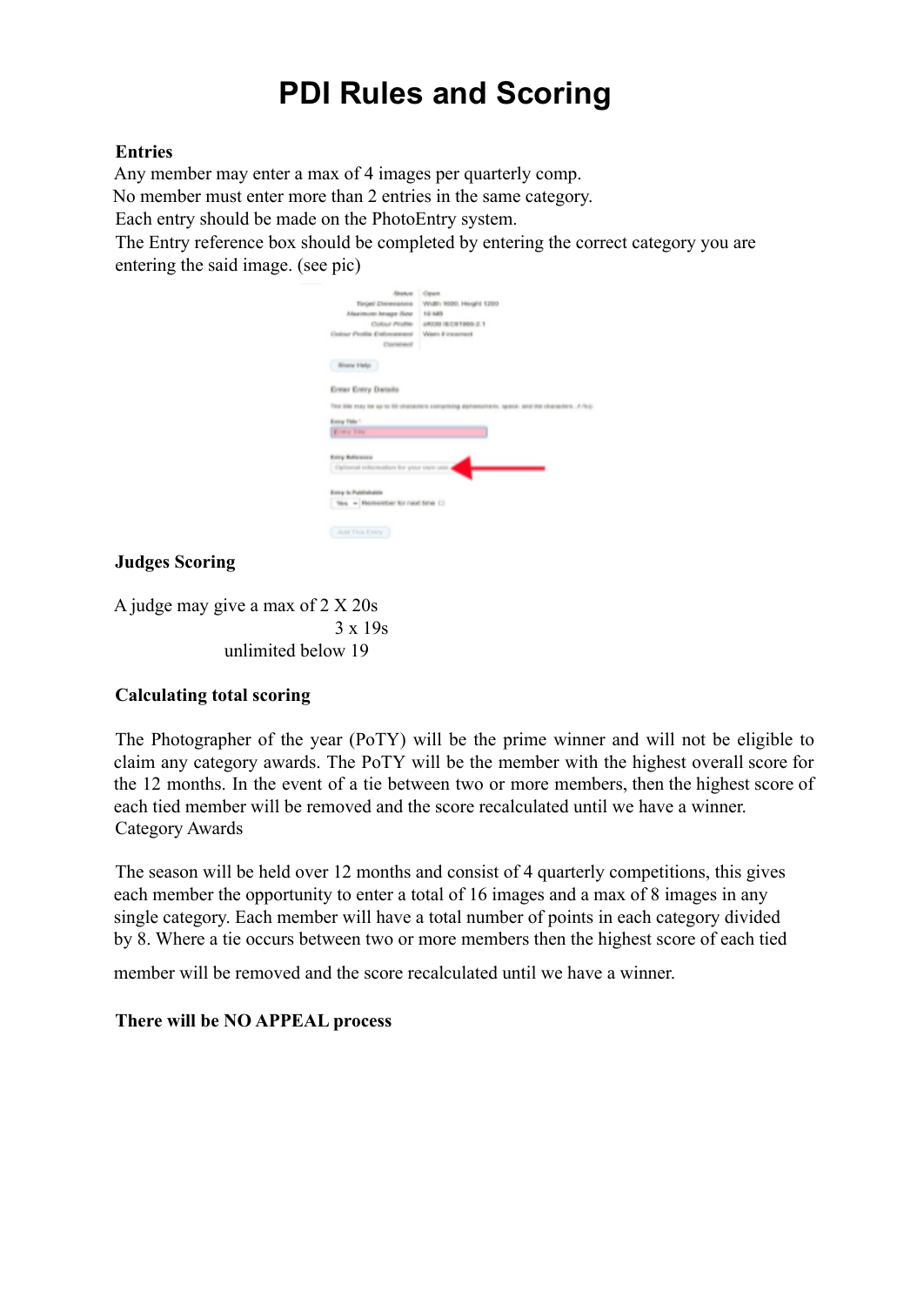# PDI Rules and Scoring

**Entries**

Any member may enter a max of 4 images per quarterly comp.
No member must enter more than 2 entries in the same category.
Each entry should be made on the PhotoEntry system.
The Entry reference box should be completed by entering the correct category you are entering the said image. (see pic)

**Judges Scoring**

A judge may give a max of 2 X 20s
3 x 19s
unlimited below 19

**Calculating total scoring**

The Photographer of the year (PoTY) will be the prime winner and will not be eligible to claim any category awards. The PoTY will be the member with the highest overall score for the 12 months. In the event of a tie between two or more members, then the highest score of each tied member will be removed and the score recalculated until we have a winner.
Category Awards

The season will be held over 12 months and consist of 4 quarterly competitions, this gives each member the opportunity to enter a total of 16 images and a max of 8 images in any single category. Each member will have a total number of points in each category divided by 8. Where a tie occurs between two or more members then the highest score of each tied member will be removed and the score recalculated until we have a winner.

**There will be NO APPEAL process**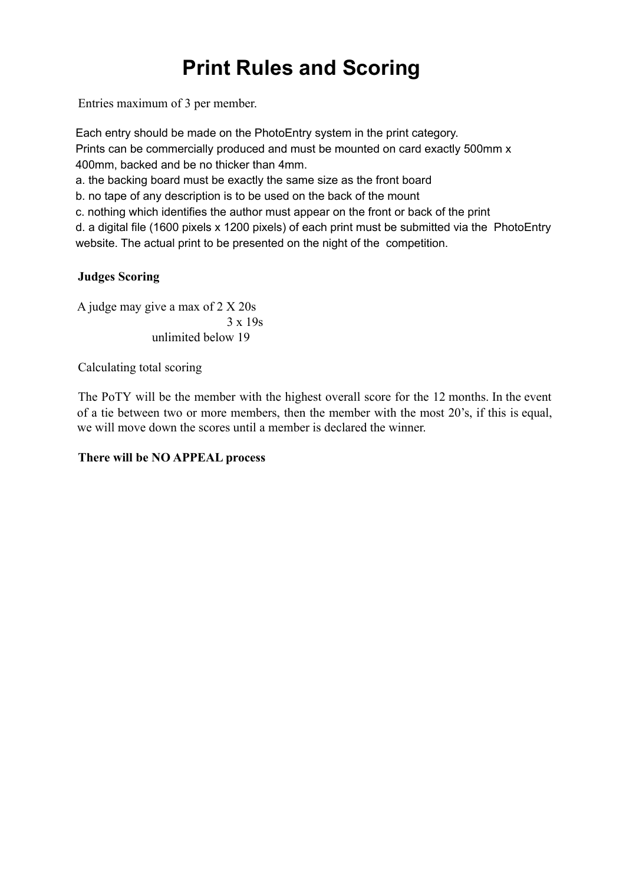# Print Rules and Scoring

Entries maximum of 3 per member.

Each entry should be made on the PhotoEntry system in the print category.
Prints can be commercially produced and must be mounted on card exactly 500mm x 400mm, backed and be no thicker than 4mm.

a. the backing board must be exactly the same size as the front board
b. no tape of any description is to be used on the back of the mount
c. nothing which identifies the author must appear on the front or back of the print
d. a digital file (1600 pixels x 1200 pixels) of each print must be submitted via the PhotoEntry website. The actual print to be presented on the night of the competition.

**Judges Scoring**

A judge may give a max of 2 X 20s
3 x 19s
unlimited below 19

Calculating total scoring

The PoTY will be the member with the highest overall score for the 12 months. In the event of a tie between two or more members, then the member with the most 20's, if this is equal, we will move down the scores until a member is declared the winner.

**There will be NO APPEAL process**